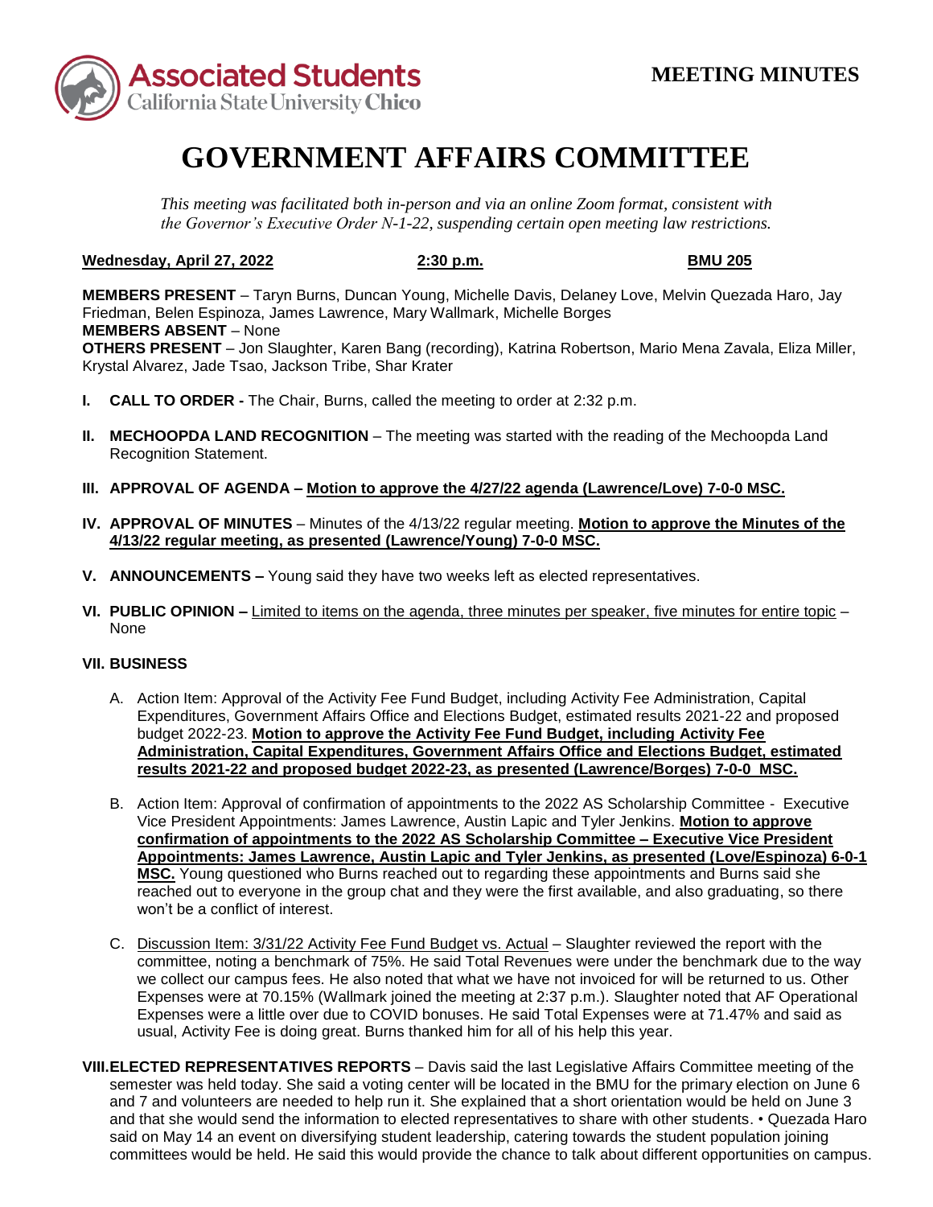**Associated Students**
**California State University Chico**

**MEETING MINUTES**

# GOVERNMENT AFFAIRS COMMITTEE

*This meeting was facilitated both in-person and via an online Zoom format, consistent with the Governor's Executive Order N-1-22, suspending certain open meeting law restrictions.*

**Wednesday, April 27, 2022** — **2:30 p.m.** — **BMU 205**

**MEMBERS PRESENT** – Taryn Burns, Duncan Young, Michelle Davis, Delaney Love, Melvin Quezada Haro, Jay Friedman, Belen Espinoza, James Lawrence, Mary Wallmark, Michelle Borges
**MEMBERS ABSENT** – None
**OTHERS PRESENT** – Jon Slaughter, Karen Bang (recording), Katrina Robertson, Mario Mena Zavala, Eliza Miller, Krystal Alvarez, Jade Tsao, Jackson Tribe, Shar Krater

**I. CALL TO ORDER -** The Chair, Burns, called the meeting to order at 2:32 p.m.

**II. MECHOOPDA LAND RECOGNITION** – The meeting was started with the reading of the Mechoopda Land Recognition Statement.

**III. APPROVAL OF AGENDA – Motion to approve the 4/27/22 agenda (Lawrence/Love) 7-0-0 MSC.**

**IV. APPROVAL OF MINUTES** – Minutes of the 4/13/22 regular meeting. **Motion to approve the Minutes of the 4/13/22 regular meeting, as presented (Lawrence/Young) 7-0-0 MSC.**

**V. ANNOUNCEMENTS –** Young said they have two weeks left as elected representatives.

**VI. PUBLIC OPINION –** Limited to items on the agenda, three minutes per speaker, five minutes for entire topic – None

**VII. BUSINESS**

A. Action Item: Approval of the Activity Fee Fund Budget, including Activity Fee Administration, Capital Expenditures, Government Affairs Office and Elections Budget, estimated results 2021-22 and proposed budget 2022-23. **Motion to approve the Activity Fee Fund Budget, including Activity Fee Administration, Capital Expenditures, Government Affairs Office and Elections Budget, estimated results 2021-22 and proposed budget 2022-23, as presented (Lawrence/Borges) 7-0-0 MSC.**

B. Action Item: Approval of confirmation of appointments to the 2022 AS Scholarship Committee - Executive Vice President Appointments: James Lawrence, Austin Lapic and Tyler Jenkins. **Motion to approve confirmation of appointments to the 2022 AS Scholarship Committee – Executive Vice President Appointments: James Lawrence, Austin Lapic and Tyler Jenkins, as presented (Love/Espinoza) 6-0-1 MSC.** Young questioned who Burns reached out to regarding these appointments and Burns said she reached out to everyone in the group chat and they were the first available, and also graduating, so there won't be a conflict of interest.

C. Discussion Item: 3/31/22 Activity Fee Fund Budget vs. Actual – Slaughter reviewed the report with the committee, noting a benchmark of 75%. He said Total Revenues were under the benchmark due to the way we collect our campus fees. He also noted that what we have not invoiced for will be returned to us. Other Expenses were at 70.15% (Wallmark joined the meeting at 2:37 p.m.). Slaughter noted that AF Operational Expenses were a little over due to COVID bonuses. He said Total Expenses were at 71.47% and said as usual, Activity Fee is doing great. Burns thanked him for all of his help this year.

**VIII. ELECTED REPRESENTATIVES REPORTS** – Davis said the last Legislative Affairs Committee meeting of the semester was held today. She said a voting center will be located in the BMU for the primary election on June 6 and 7 and volunteers are needed to help run it. She explained that a short orientation would be held on June 3 and that she would send the information to elected representatives to share with other students. • Quezada Haro said on May 14 an event on diversifying student leadership, catering towards the student population joining committees would be held. He said this would provide the chance to talk about different opportunities on campus.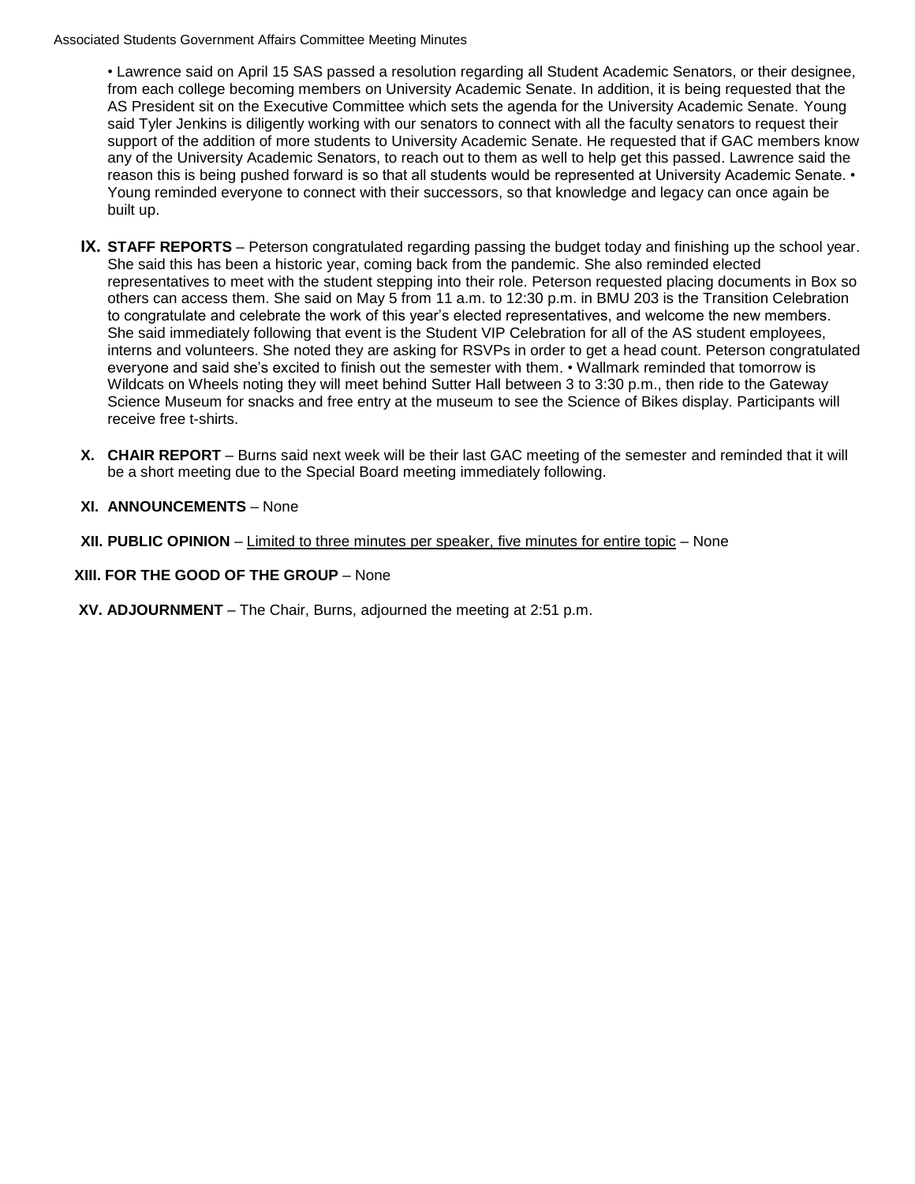• Lawrence said on April 15 SAS passed a resolution regarding all Student Academic Senators, or their designee, from each college becoming members on University Academic Senate. In addition, it is being requested that the AS President sit on the Executive Committee which sets the agenda for the University Academic Senate. Young said Tyler Jenkins is diligently working with our senators to connect with all the faculty senators to request their support of the addition of more students to University Academic Senate. He requested that if GAC members know any of the University Academic Senators, to reach out to them as well to help get this passed. Lawrence said the reason this is being pushed forward is so that all students would be represented at University Academic Senate. • Young reminded everyone to connect with their successors, so that knowledge and legacy can once again be built up.

**IX. STAFF REPORTS** – Peterson congratulated regarding passing the budget today and finishing up the school year. She said this has been a historic year, coming back from the pandemic. She also reminded elected representatives to meet with the student stepping into their role. Peterson requested placing documents in Box so others can access them. She said on May 5 from 11 a.m. to 12:30 p.m. in BMU 203 is the Transition Celebration to congratulate and celebrate the work of this year's elected representatives, and welcome the new members. She said immediately following that event is the Student VIP Celebration for all of the AS student employees, interns and volunteers. She noted they are asking for RSVPs in order to get a head count. Peterson congratulated everyone and said she's excited to finish out the semester with them. • Wallmark reminded that tomorrow is Wildcats on Wheels noting they will meet behind Sutter Hall between 3 to 3:30 p.m., then ride to the Gateway Science Museum for snacks and free entry at the museum to see the Science of Bikes display. Participants will receive free t-shirts.

**X. CHAIR REPORT** – Burns said next week will be their last GAC meeting of the semester and reminded that it will be a short meeting due to the Special Board meeting immediately following.

**XI. ANNOUNCEMENTS** – None

**XII. PUBLIC OPINION** – Limited to three minutes per speaker, five minutes for entire topic – None

**XIII. FOR THE GOOD OF THE GROUP** – None

**XV. ADJOURNMENT** – The Chair, Burns, adjourned the meeting at 2:51 p.m.